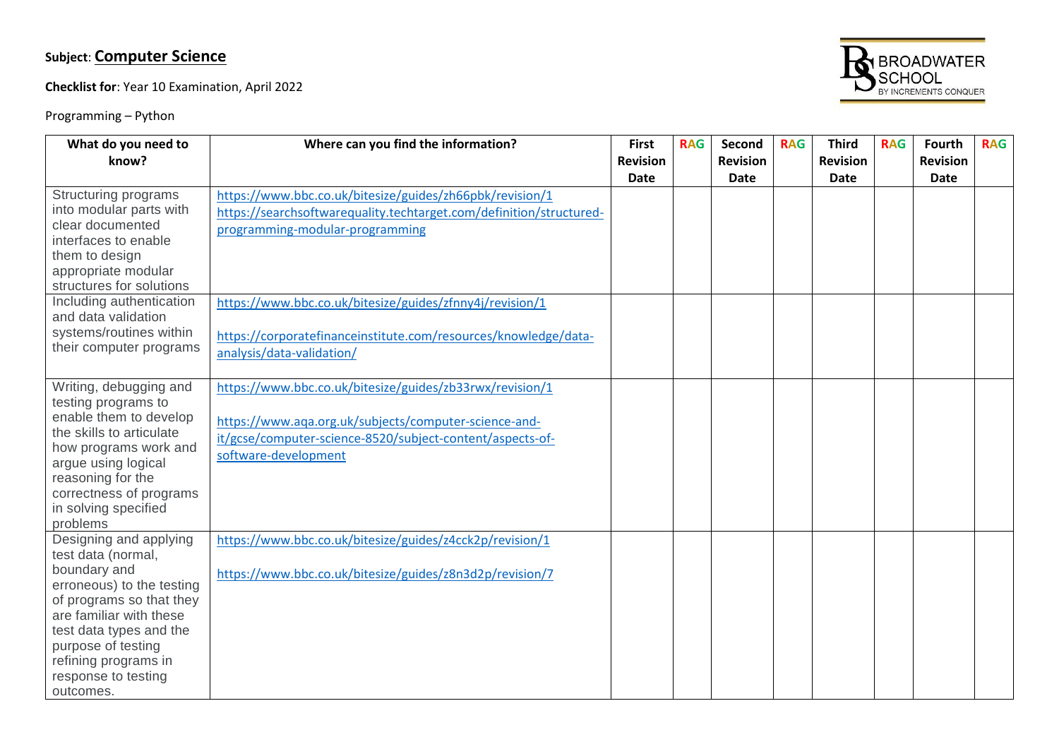**Subject**: **Computer Science**

**Checklist for**: Year 10 Examination, April 2022

Programming – Python

| What do you need to know? | Where can you find the information? | First Revision Date | RAG | Second Revision Date | RAG | Third Revision Date | RAG | Fourth Revision Date | RAG |
|---|---|---|---|---|---|---|---|---|---|
| Structuring programs into modular parts with clear documented interfaces to enable them to design appropriate modular structures for solutions | https://www.bbc.co.uk/bitesize/guides/zh66pbk/revision/1 https://searchsoftwarequality.techtarget.com/definition/structured-programming-modular-programming | | | | | | | | |
| Including authentication and data validation systems/routines within their computer programs | https://www.bbc.co.uk/bitesize/guides/zfnny4j/revision/1 https://corporatefinanceinstitute.com/resources/knowledge/data-analysis/data-validation/ | | | | | | | | |
| Writing, debugging and testing programs to enable them to develop the skills to articulate how programs work and argue using logical reasoning for the correctness of programs in solving specified problems | https://www.bbc.co.uk/bitesize/guides/zb33rwx/revision/1 https://www.aqa.org.uk/subjects/computer-science-and-it/gcse/computer-science-8520/subject-content/aspects-of-software-development | | | | | | | | |
| Designing and applying test data (normal, boundary and erroneous) to the testing of programs so that they are familiar with these test data types and the purpose of testing refining programs in response to testing outcomes. | https://www.bbc.co.uk/bitesize/guides/z4cck2p/revision/1 https://www.bbc.co.uk/bitesize/guides/z8n3d2p/revision/7 | | | | | | | | |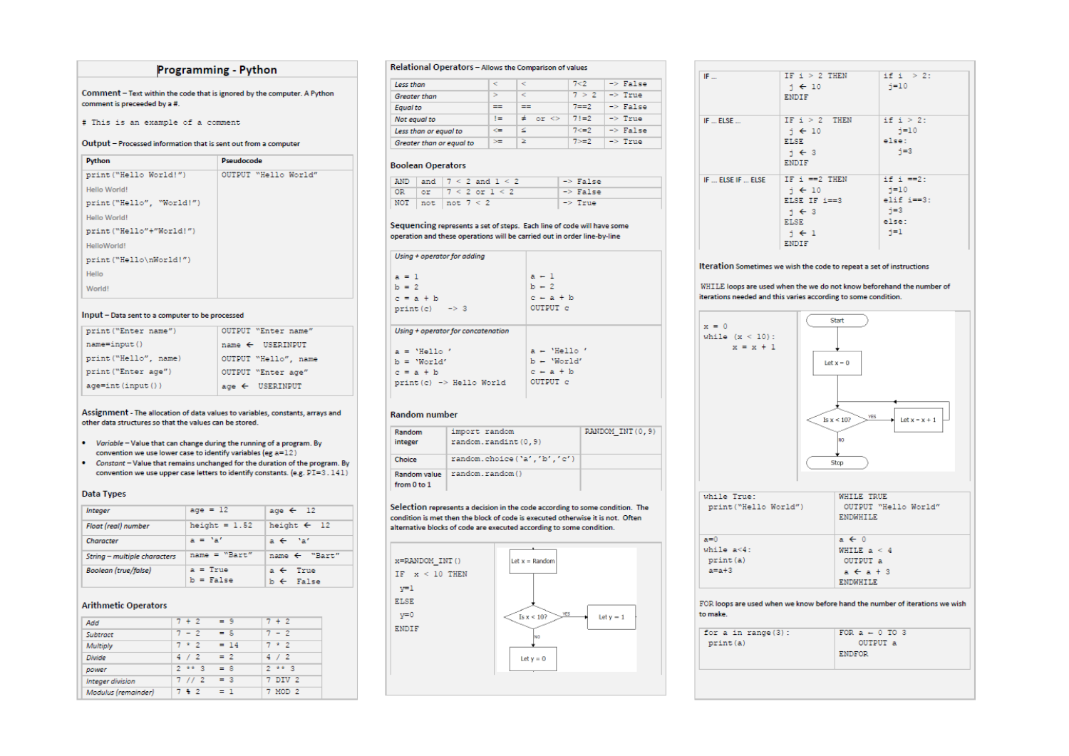# Programming - Python

**Comment** – Text within the code that is ignored by the computer. A Python comment is preceeded by a #.

```
# This is an example of a comment
```

**Output** – Processed information that is sent out from a computer

| Python | Pseudocode |
|---|---|
| print("Hello World!") <br> Hello World! <br> print("Hello", "World!") <br> Hello World! <br> print("Hello"+"World!") <br> HelloWorld! <br> print("Hello\nWorld!") <br> Hello <br> World! | OUTPUT "Hello World" |

**Input** – Data sent to a computer to be processed

| | |
|---|---|
| print("Enter name") | OUTPUT "Enter name" |
| name=input() | name ← USERINPUT |
| print("Hello", name) | OUTPUT "Hello", name |
| print("Enter age") | OUTPUT "Enter age" |
| age=int(input()) | age ← USERINPUT |

**Assignment** - The allocation of data values to variables, constants, arrays and other data structures so that the values can be stored.

- *Variable* – Value that can change during the running of a program. By convention we use lower case to identify variables (eg a=12)
- *Constant* – Value that remains unchanged for the duration of the program. By convention we use upper case letters to identify constants. (e.g. PI=3.141)

## Data Types

| | | |
|---|---|---|
| *Integer* | age = 12 | age ← 12 |
| *Float (real) number* | height = 1.52 | height ← 12 |
| *Character* | a = 'a' | a ← 'a' |
| *String – multiple characters* | name = "Bart" | name ← "Bart" |
| *Boolean (true/false)* | a = True <br> b = False | a ← True <br> b ← False |

## Arithmetic Operators

| | | | |
|---|---|---|---|
| *Add* | 7 + 2 | = 9 | 7 + 2 |
| *Subtract* | 7 - 2 | = 5 | 7 - 2 |
| *Multiply* | 7 * 2 | = 14 | 7 * 2 |
| *Divide* | 4 / 2 | = 2 | 4 / 2 |
| *power* | 2 ** 3 | = 8 | 2 ** 3 |
| *Integer division* | 7 // 2 | = 3 | 7 DIV 2 |
| *Modulus (remainder)* | 7 % 2 | = 1 | 7 MOD 2 |

## Relational Operators – Allows the Comparison of values

| | | | | |
|---|---|---|---|---|
| *Less than* | < | < | 7<2 | -> False |
| *Greater than* | > | < | 7 > 2 | -> True |
| *Equal to* | == | == | 7==2 | -> False |
| *Not equal to* | != | ≠ or <> | 7!=2 | -> True |
| *Less than or equal to* | <= | ≤ | 7<=2 | -> False |
| *Greater than or equal to* | >= | ≥ | 7>=2 | -> True |

## Boolean Operators

| | | | |
|---|---|---|---|
| AND | and | 7 < 2 and 1 < 2 | -> False |
| OR | or | 7 < 2 or 1 < 2 | -> False |
| NOT | not | not 7 < 2 | -> True |

**Sequencing** represents a set of steps. Each line of code will have some operation and these operations will be carried out in order line-by-line

| *Using + operator for adding* | |
|---|---|
| a = 1 <br> b = 2 <br> c = a + b <br> print(c) -> 3 | a ← 1 <br> b ← 2 <br> c ← a + b <br> OUTPUT c |

| *Using + operator for concatenation* | |
|---|---|
| a = 'Hello ' <br> b = 'World' <br> c = a + b <br> print(c) -> Hello World | a ← 'Hello ' <br> b ← 'World' <br> c ← a + b <br> OUTPUT c |

## Random number

| | | |
|---|---|---|
| Random integer | import random <br> random.randint(0,9) | RANDOM_INT(0,9) |
| Choice | random.choice('a','b','c') | |
| Random value from 0 to 1 | random.random() | |

**Selection** represents a decision in the code according to some condition. The condition is met then the block of code is executed otherwise it is not. Often alternative blocks of code are executed according to some condition.

```
x=RANDOM_INT()
IF  x < 10 THEN
  y=1
ELSE
  y=0
ENDIF
```

Flowchart: Let x = Random → Is x < 10? — YES → Let y = 1; NO → Let y = 0

| | | |
|---|---|---|
| IF ... | IF i > 2 THEN <br> j ← 10 <br> ENDIF | if i > 2: <br> j=10 |
| IF ... ELSE ... | IF i > 2 THEN <br> j ← 10 <br> ELSE <br> j ← 3 <br> ENDIF | if i > 2: <br> j=10 <br> else: <br> j=3 |
| IF ... ELSE IF ... ELSE | IF i ==2 THEN <br> j ← 10 <br> ELSE IF i==3 <br> j ← 3 <br> ELSE <br> j ← 1 <br> ENDIF | if i ==2: <br> j=10 <br> elif i==3: <br> j=3 <br> else: <br> j=1 |

**Iteration** Sometimes we wish the code to repeat a set of instructions

WHILE loops are used when the we do not know beforehand the number of iterations needed and this varies according to some condition.

```
x = 0
while (x < 10):
    x = x + 1
```

Flowchart: Start → Let x = 0 → Is x < 10? — YES → Let x = x + 1 (loop back); NO → Stop

| | |
|---|---|
| while True: <br> print("Hello World") | WHILE TRUE <br> OUTPUT "Hello World" <br> ENDWHILE |
| a=0 <br> while a<4: <br> print(a) <br> a=a+3 | a ← 0 <br> WHILE a < 4 <br> OUTPUT a <br> a ← a + 3 <br> ENDWHILE |

FOR loops are used when we know before hand the number of iterations we wish to make.

| | |
|---|---|
| for a in range(3): <br> print(a) | FOR a ← 0 TO 3 <br> OUTPUT a <br> ENDFOR |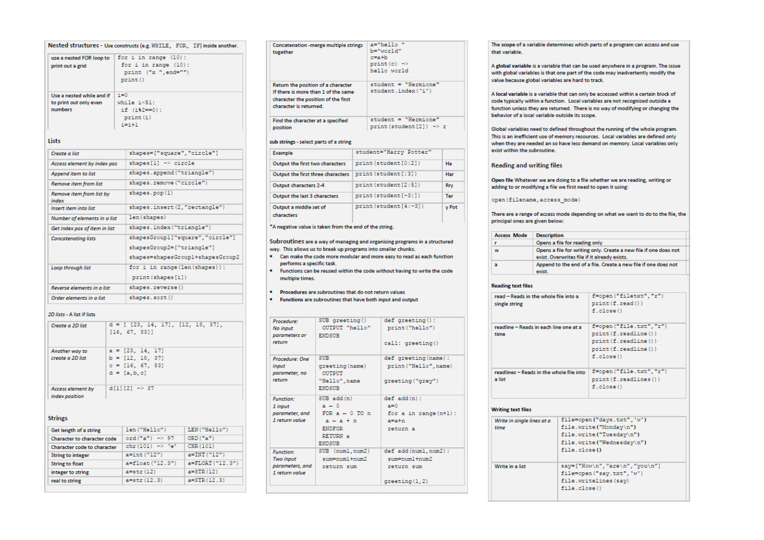## Nested structures - Use constructs (e.g. WHILE, FOR, IF) inside another.

| | |
|---|---|
| use a nested FOR loop to print out a grid | `for i in range (10):` <br> `  for i in range (10):` <br> `    print ("x ",end="")` <br> `  print()` |
| Use a nested while and if to print out only even numbers | `i=0` <br> `while i<51:` <br> `  if (i%2==0):` <br> `    print(i)` <br> `  i=i+1` |

### Lists

| | |
|---|---|
| *Create a list* | `shapes=["square","circle"]` |
| *Access element by index pos* | `shapes[1] -> circle` |
| *Append item to list* | `shapes.append("triangle")` |
| *Remove item from list* | `shapes.remove("circle")` |
| *Remove item from list by index* | `shapes.pop(1)` |
| *Insert item into list* | `shapes.insert(2,"rectangle")` |
| *Number of elements in a list* | `len(shapes)` |
| *Get index pos of item in list* | `shapes.index("triangle")` |
| *Concatenating lists* | `shapesGroup1["square","circle"]` <br> `shapesGroup2=["triangle"]` <br> `shapes=shapesGroup1+shapesGroup2` |
| *Loop through list* | `for i in range(len(shapes)):` <br> `  print(shapes[i])` |
| *Reverse elements in a list* | `shapes.reverse()` |
| *Order elements in a list* | `shapes.sort()` |

#### 2D lists - A list if lists

| | |
|---|---|
| *Create a 2D list* | `d = [ [23, 14, 17], [12, 18, 37], [16, 67, 83]]` |
| *Another way to create a 2D list* | `a = [23, 14, 17]` <br> `b = [12, 18, 37]` <br> `c = [16, 67, 83]` <br> `d = [a,b,c]` |
| *Access element by index position* | `d[1][2] -> 37` |

### Strings

| | | |
|---|---|---|
| Get length of a string | `len("Hello")` | `LEN("Hello")` |
| Character to character code | `ord("a") -> 97` | `ORD("a")` |
| Character code to character | `chr(101) -> 'e'` | `CHR(101)` |
| String to integer | `a=int("12")` | `a=INT("12")` |
| String to float | `a=float("12.3")` | `a=FLOAT("12.3")` |
| integer to string | `a=str(12)` | `a=STR(12)` |
| real to string | `a=str(12.3)` | `a=STR(12.3)` |

| | |
|---|---|
| Concatenation -merge multiple strings together | `a="hello "` <br> `b="world"` <br> `c=a+b` <br> `print(c) ->` <br> `hello world` |
| Return the position of a character. If there is more than 1 of the same character the position of the first character is returned. | `student = "Hermione"` <br> `student.index('i')` |
| Find the character at a specified position | `student = "Hermione"` <br> `print(student[2]) -> r` |

**sub strings** - select parts of a string

| | | |
|---|---|---|
| Example | `student="Harry Potter"` | |
| Output the first two characters | `print(student[0:2])` | Ha |
| Output the first three characters | `print(student[:3])` | Har |
| Output characters 2-4 | `print(student[2:5])` | Rry |
| Output the last 3 characters | `print(student[-3:])` | Ter |
| Output a middle set of characters | `print(student[4:-3])` | y Pot |

*A negative value is taken from the end of the string.

**Subroutines** are a way of managing and organising programs in a structured way. This allows us to break up programs into smaller chunks.

- Can make the code more modular and more easy to read as each function performs a specific task.
- Functions can be reused within the code without having to write the code multiple times.

- **Procedures** are subroutines that do not return values
- **Functions** are subroutines that have both input and output

| | | |
|---|---|---|
| *Procedure: No input parameters or return* | `SUB greeting()` <br> `  OUTPUT "hello"` <br> `ENDSUB` | `def greeting():` <br> `  print("hello")` <br> <br> `call: greeting()` |
| *Procedure: One input parameter, no return* | `SUB greeting(name)` <br> `  OUTPUT "Hello",name` <br> `ENDSUB` | `def greeting(name):` <br> `  print("Hello",name)` <br> <br> `greeting("grey")` |
| *Function: 1 input parameter, and 1 return value* | `SUB add(n)` <br> `  a ← 0` <br> `  FOR a ← 0 TO n` <br> `    a ← a + n` <br> `  ENDFOR` <br> `  RETURN a` <br> `ENDSUB` | `def add(n):` <br> `  a=0` <br> `  for a in range(n+1):` <br> `    a=a+n` <br> `  return a` |
| *Function: Two input parameters, and 1 return value* | `SUB (num1,num2)` <br> `  sum=num1+num2` <br> `  return sum` | `def add(num1,num2):` <br> `  sum=num1+num2` <br> `  return sum` <br> <br> `greeting(1,2)` |

The **scope** of a variable determines which parts of a program can access and use that variable.

A **global variable** is a variable that can be used anywhere in a program. The issue with global variables is that one part of the code may inadvertently modify the value because global variables are hard to track.

A **local variable** is a variable that can only be accessed within a certain block of code typically within a function. Local variables are not recognized outside a function unless they are returned. There is no way of modifying or changing the behavior of a local variable outside its scope.

Global variables need to defined throughout the running of the whole program. This is an inefficient use of memory resources. Local variables are defined only when they are needed an so have less demand on memory. Local variables only exist within the subroutine.

### Reading and writing files

**Open file** Whatever we are doing to a file whether we are reading, writing or adding to or modifying a file we first need to open it using:

```
open(filename,access_mode)
```

There are a range of access mode depending on what we want to do to the file, the principal ones are given below:

| Access Mode | Description |
|---|---|
| r | Opens a file for reading only |
| w | Opens a file for writing only. Create a new file if one does not exist. Overwrites file if it already exists. |
| a | Append to the end of a file. Create a new file if one does not exist. |

**Reading text files**

| | |
|---|---|
| read – Reads in the whole file into a single string | `f=open("filetxt","r")` <br> `print(f.read())` <br> `f.close()` |
| readline – Reads in each line one at a time | `f=open("file.txt","r")` <br> `print(f.readline())` <br> `print(f.readline())` <br> `print(f.readline())` <br> `f.close()` |
| readlines – Reads in the whole file into a list | `f=open("file.txt","r")` <br> `print(f.readlines())` <br> `f.close()` |

**Writing text files**

| | |
|---|---|
| *Write in single lines at a time* | `file=open("days.txt",'w')` <br> `file.write("Monday\n")` <br> `file.write("Tuesday\n")` <br> `file.write("Wednesday\n")` <br> `file.close()` |
| Write in a list | `say=["How\n","are\n","you\n"]` <br> `file=open("say.txt",'w')` <br> `file.writelines(say)` <br> `file.close()` |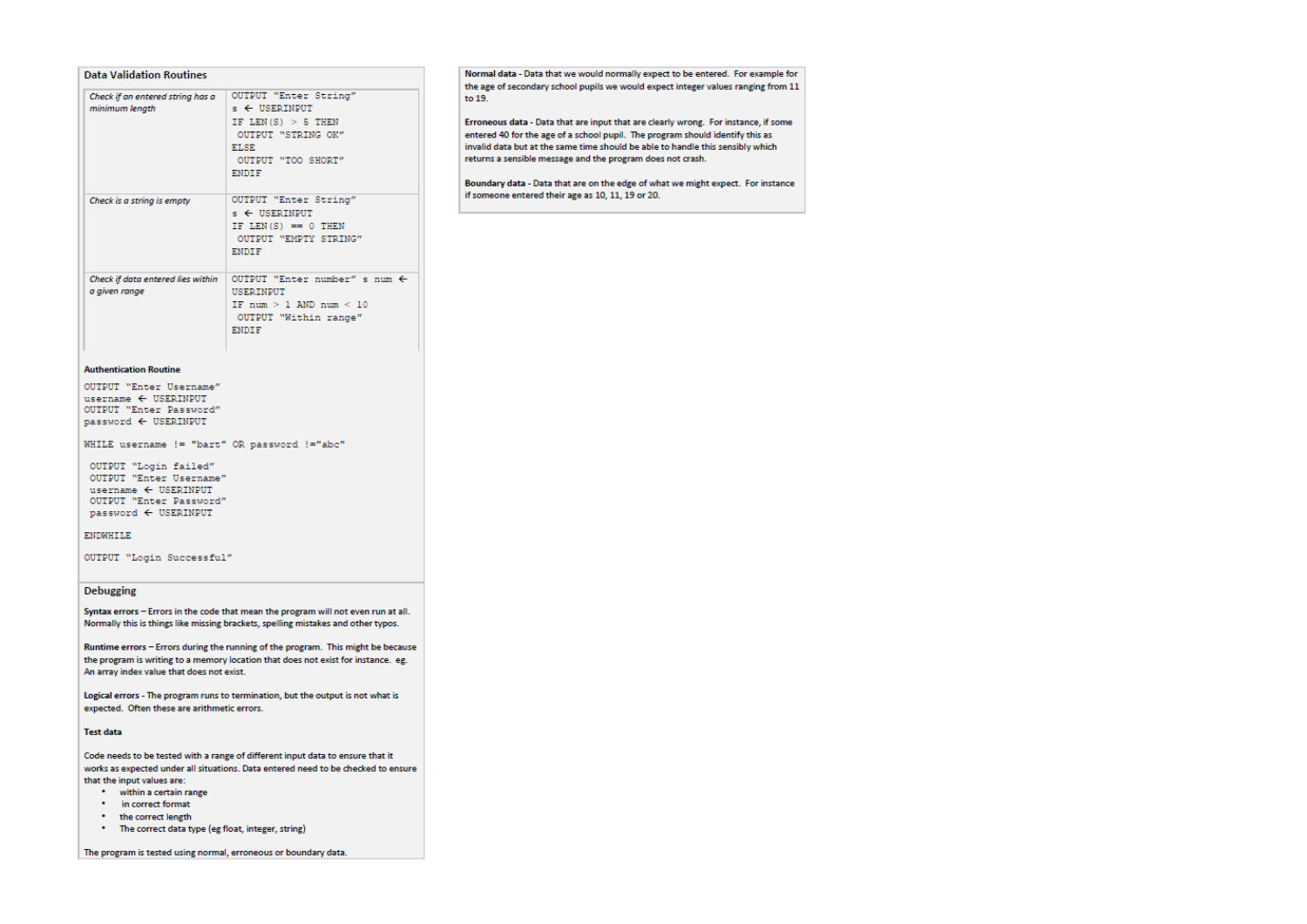## Data Validation Routines

| | |
|---|---|
| *Check if an entered string has a minimum length* | `OUTPUT "Enter String"`<br>`s ← USERINPUT`<br>`IF LEN(S) > 5 THEN`<br>` OUTPUT "STRING OK"`<br>`ELSE`<br>` OUTPUT "TOO SHORT"`<br>`ENDIF` |
| *Check is a string is empty* | `OUTPUT "Enter String"`<br>`s ← USERINPUT`<br>`IF LEN(S) == 0 THEN`<br>` OUTPUT "EMPTY STRING"`<br>`ENDIF` |
| *Check if data entered lies within a given range* | `OUTPUT "Enter number" s num ←`<br>`USERINPUT`<br>`IF num > 1 AND num < 10`<br>` OUTPUT "Within range"`<br>`ENDIF` |

**Authentication Routine**

```
OUTPUT "Enter Username"
username ← USERINPUT
OUTPUT "Enter Password"
password ← USERINPUT

WHILE username != "bart" OR password !="abc"

 OUTPUT "Login failed"
 OUTPUT "Enter Username"
 username ← USERINPUT
 OUTPUT "Enter Password"
 password ← USERINPUT

ENDWHILE

OUTPUT "Login Successful"
```

## Debugging

**Syntax errors** – Errors in the code that mean the program will not even run at all. Normally this is things like missing brackets, spelling mistakes and other typos.

**Runtime errors** – Errors during the running of the program. This might be because the program is writing to a memory location that does not exist for instance. eg. An array index value that does not exist.

**Logical errors** - The program runs to termination, but the output is not what is expected. Often these are arithmetic errors.

**Test data**

Code needs to be tested with a range of different input data to ensure that it works as expected under all situations. Data entered need to be checked to ensure that the input values are:

- within a certain range
- in correct format
- the correct length
- The correct data type (eg float, integer, string)

The program is tested using normal, erroneous or boundary data.

**Normal data** - Data that we would normally expect to be entered. For example for the age of secondary school pupils we would expect integer values ranging from 11 to 19.

**Erroneous data** - Data that are input that are clearly wrong. For instance, if some entered 40 for the age of a school pupil. The program should identify this as invalid data but at the same time should be able to handle this sensibly which returns a sensible message and the program does not crash.

**Boundary data** - Data that are on the edge of what we might expect. For instance if someone entered their age as 10, 11, 19 or 20.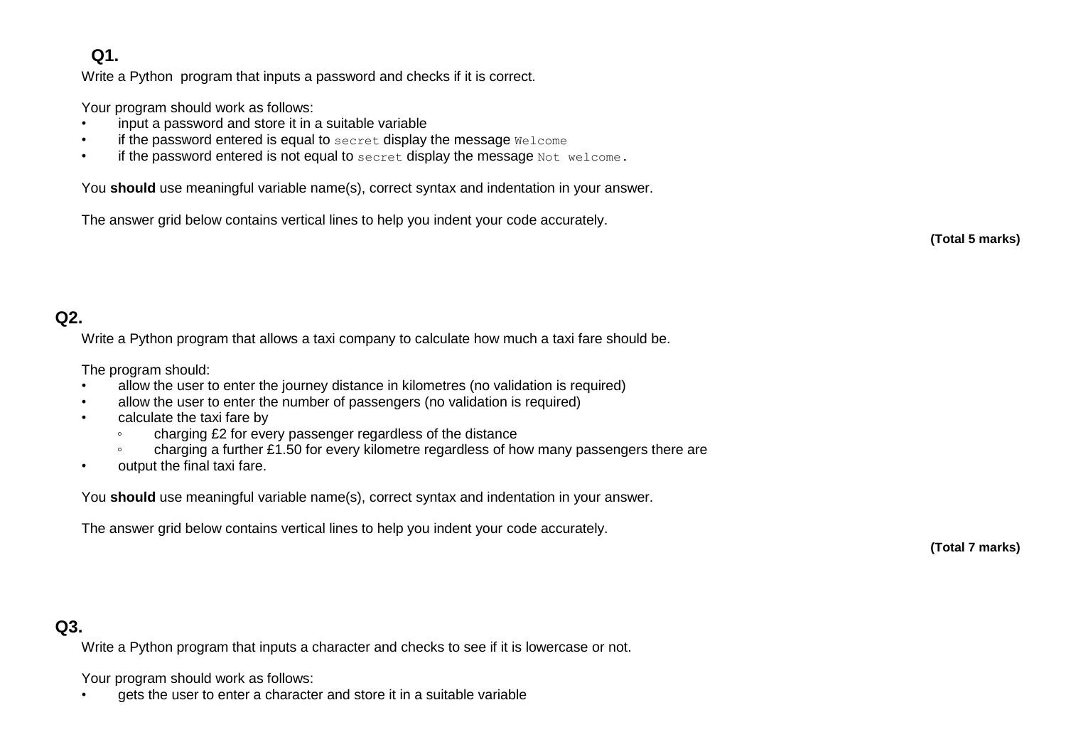## Q1.

Write a Python program that inputs a password and checks if it is correct.

Your program should work as follows:

- input a password and store it in a suitable variable
- if the password entered is equal to `secret` display the message `Welcome`
- if the password entered is not equal to `secret` display the message `Not welcome`.

You **should** use meaningful variable name(s), correct syntax and indentation in your answer.

The answer grid below contains vertical lines to help you indent your code accurately.

**(Total 5 marks)**

## Q2.

Write a Python program that allows a taxi company to calculate how much a taxi fare should be.

The program should:

- allow the user to enter the journey distance in kilometres (no validation is required)
- allow the user to enter the number of passengers (no validation is required)
- calculate the taxi fare by
    - charging £2 for every passenger regardless of the distance
    - charging a further £1.50 for every kilometre regardless of how many passengers there are
- output the final taxi fare.

You **should** use meaningful variable name(s), correct syntax and indentation in your answer.

The answer grid below contains vertical lines to help you indent your code accurately.

**(Total 7 marks)**

## Q3.

Write a Python program that inputs a character and checks to see if it is lowercase or not.

Your program should work as follows:

- gets the user to enter a character and store it in a suitable variable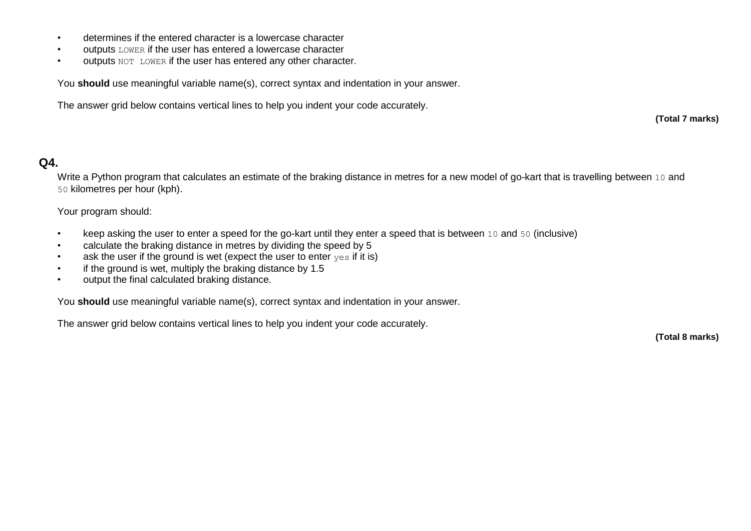- determines if the entered character is a lowercase character
- outputs `LOWER` if the user has entered a lowercase character
- outputs `NOT LOWER` if the user has entered any other character.

You **should** use meaningful variable name(s), correct syntax and indentation in your answer.

The answer grid below contains vertical lines to help you indent your code accurately.

**(Total 7 marks)**

## Q4.

Write a Python program that calculates an estimate of the braking distance in metres for a new model of go-kart that is travelling between `10` and `50` kilometres per hour (kph).

Your program should:

- keep asking the user to enter a speed for the go-kart until they enter a speed that is between `10` and `50` (inclusive)
- calculate the braking distance in metres by dividing the speed by 5
- ask the user if the ground is wet (expect the user to enter `yes` if it is)
- if the ground is wet, multiply the braking distance by 1.5
- output the final calculated braking distance.

You **should** use meaningful variable name(s), correct syntax and indentation in your answer.

The answer grid below contains vertical lines to help you indent your code accurately.

**(Total 8 marks)**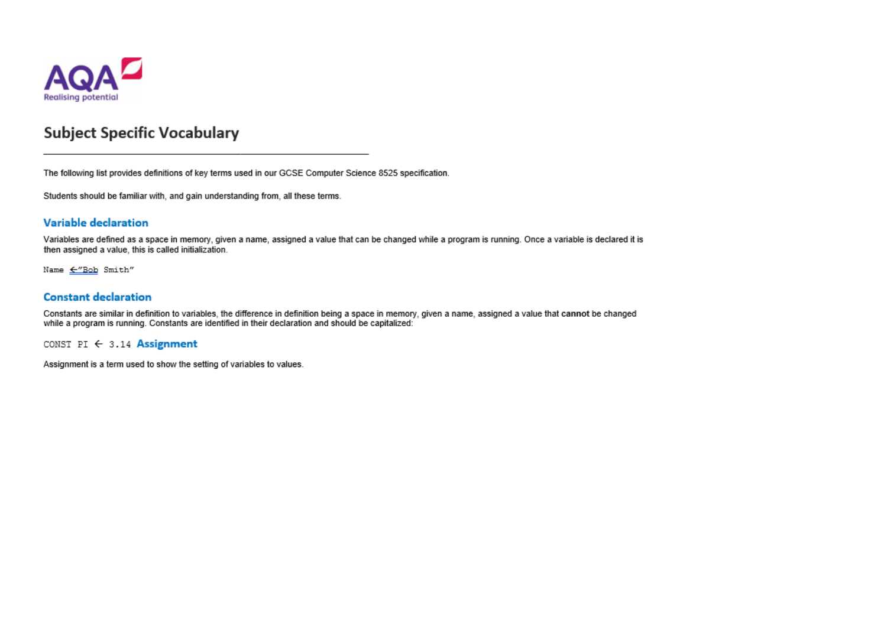AQA Realising potential

# Subject Specific Vocabulary

The following list provides definitions of key terms used in our GCSE Computer Science 8525 specification.

Students should be familiar with, and gain understanding from, all these terms.

## Variable declaration

Variables are defined as a space in memory, given a name, assigned a value that can be changed while a program is running. Once a variable is declared it is then assigned a value, this is called initialization.

```
Name ←"Bob Smith"
```

## Constant declaration

Constants are similar in definition to variables, the difference in definition being a space in memory, given a name, assigned a value that **cannot** be changed while a program is running. Constants are identified in their declaration and should be capitalized:

```
CONST PI ← 3.14
```

## Assignment

Assignment is a term used to show the setting of variables to values.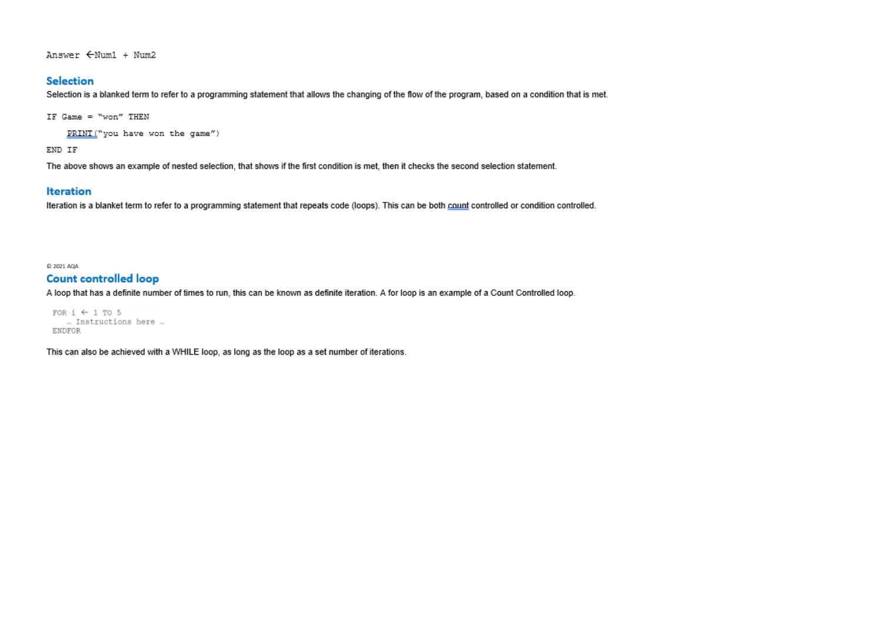```
Answer ←Num1 + Num2
```

## Selection

Selection is a blanked term to refer to a programming statement that allows the changing of the flow of the program, based on a condition that is met.

```
IF Game = "won" THEN
    PRINT("you have won the game")
END IF
```

The above shows an example of nested selection, that shows if the first condition is met, then it checks the second selection statement.

## Iteration

Iteration is a blanket term to refer to a programming statement that repeats code (loops). This can be both count controlled or condition controlled.

© 2021 AQA

## Count controlled loop

A loop that has a definite number of times to run, this can be known as definite iteration. A for loop is an example of a Count Controlled loop.

```
FOR i ← 1 TO 5
   … Instructions here …
ENDFOR
```

This can also be achieved with a WHILE loop, as long as the loop as a set number of iterations.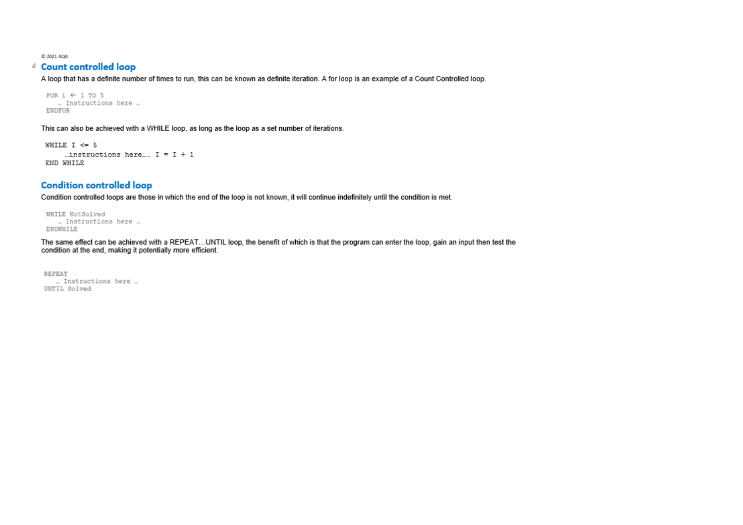© 2021 AQA

## Count controlled loop

A loop that has a definite number of times to run, this can be known as definite iteration. A for loop is an example of a Count Controlled loop.

```
FOR i ← 1 TO 5
  … Instructions here …
ENDFOR
```

This can also be achieved with a WHILE loop, as long as the loop as a set number of iterations.

```
WHILE I <= 5
     …instructions here…. I = I + 1
END WHILE
```

## Condition controlled loop

Condition controlled loops are those in which the end of the loop is not known, it will continue indefinitely until the condition is met.

```
WHILE NotSolved
  … Instructions here …
ENDWHILE
```

The same effect can be achieved with a REPEAT…UNTIL loop, the benefit of which is that the program can enter the loop, gain an input then test the condition at the end, making it potentially more efficient.

```
REPEAT
  … Instructions here …
UNTIL Solved
```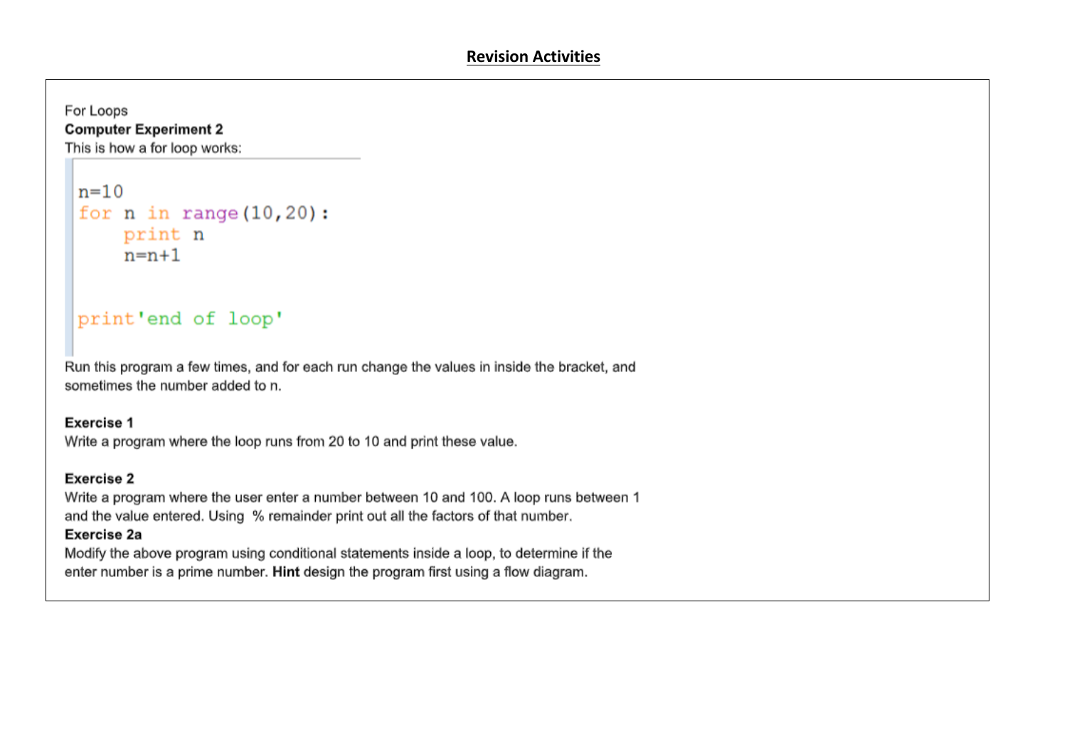## Revision Activities

For Loops

**Computer Experiment 2**

This is how a for loop works:

```
n=10
for n in range(10,20):
    print n
    n=n+1


print'end of loop'
```

Run this program a few times, and for each run change the values in inside the bracket, and sometimes the number added to n.

**Exercise 1**

Write a program where the loop runs from 20 to 10 and print these value.

**Exercise 2**

Write a program where the user enter a number between 10 and 100. A loop runs between 1 and the value entered. Using % remainder print out all the factors of that number.

**Exercise 2a**

Modify the above program using conditional statements inside a loop, to determine if the enter number is a prime number. **Hint** design the program first using a flow diagram.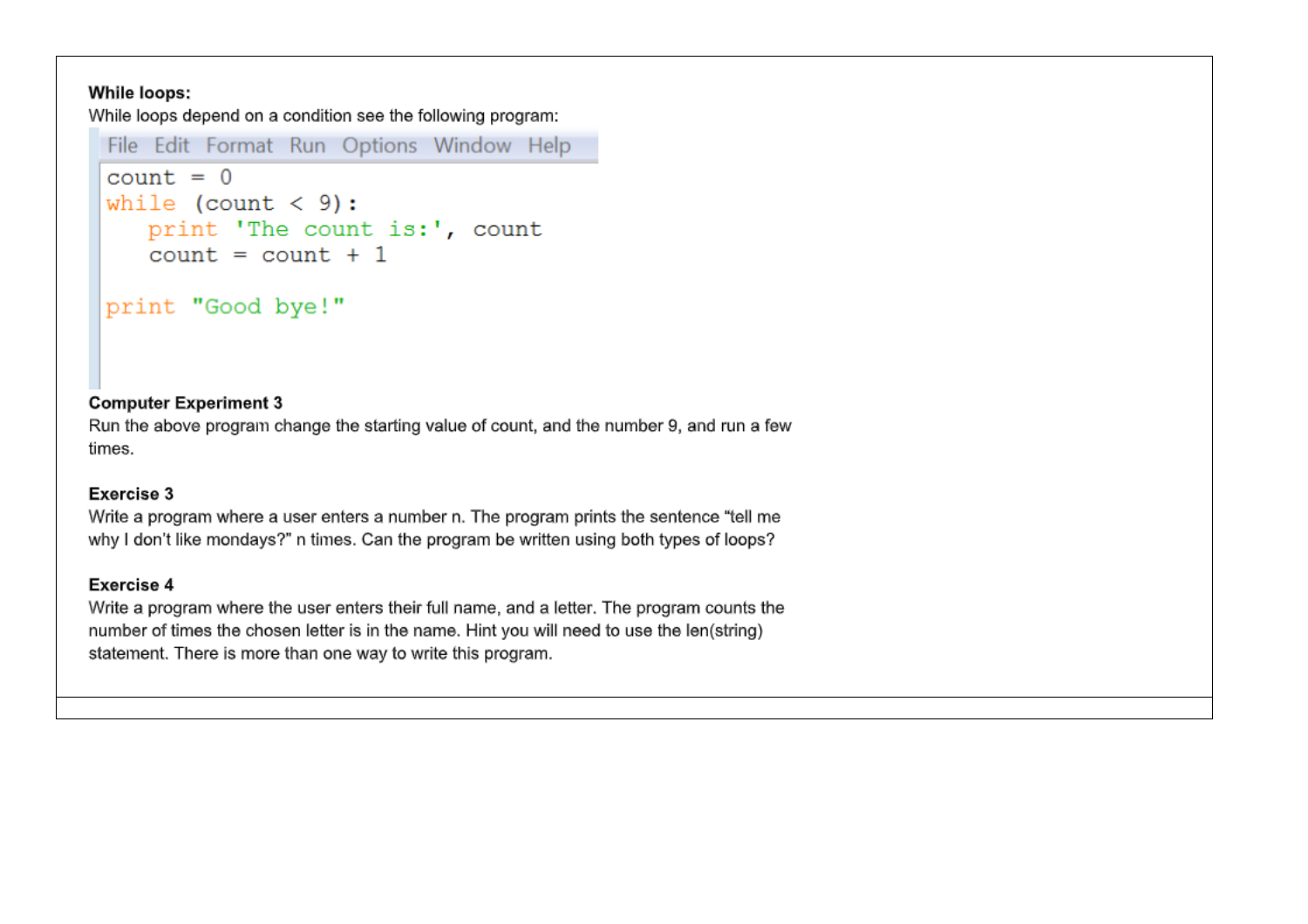**While loops:**

While loops depend on a condition see the following program:

```
count = 0
while (count < 9):
    print 'The count is:', count
    count = count + 1

print "Good bye!"
```

**Computer Experiment 3**

Run the above program change the starting value of count, and the number 9, and run a few times.

**Exercise 3**

Write a program where a user enters a number n. The program prints the sentence “tell me why I don't like mondays?” n times. Can the program be written using both types of loops?

**Exercise 4**

Write a program where the user enters their full name, and a letter. The program counts the number of times the chosen letter is in the name. Hint you will need to use the len(string) statement. There is more than one way to write this program.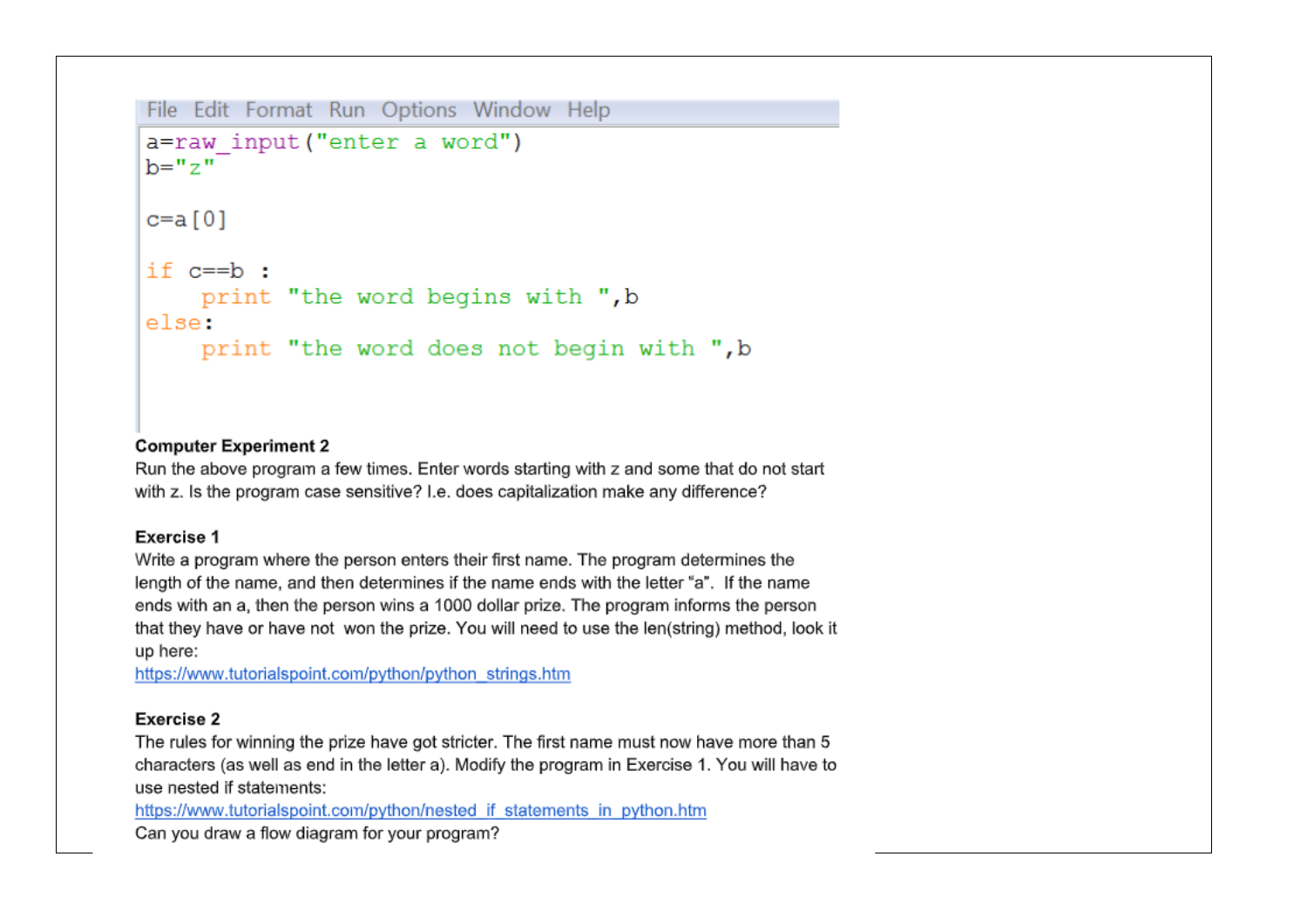```
File  Edit  Format  Run  Options  Window  Help
a=raw_input("enter a word")
b="z"

c=a[0]

if c==b :
    print "the word begins with ",b
else:
    print "the word does not begin with ",b
```

**Computer Experiment 2**

Run the above program a few times. Enter words starting with z and some that do not start with z. Is the program case sensitive? I.e. does capitalization make any difference?

**Exercise 1**

Write a program where the person enters their first name. The program determines the length of the name, and then determines if the name ends with the letter “a”. If the name ends with an a, then the person wins a 1000 dollar prize. The program informs the person that they have or have not won the prize. You will need to use the len(string) method, look it up here:
https://www.tutorialspoint.com/python/python_strings.htm

**Exercise 2**

The rules for winning the prize have got stricter. The first name must now have more than 5 characters (as well as end in the letter a). Modify the program in Exercise 1. You will have to use nested if statements:
https://www.tutorialspoint.com/python/nested_if_statements_in_python.htm
Can you draw a flow diagram for your program?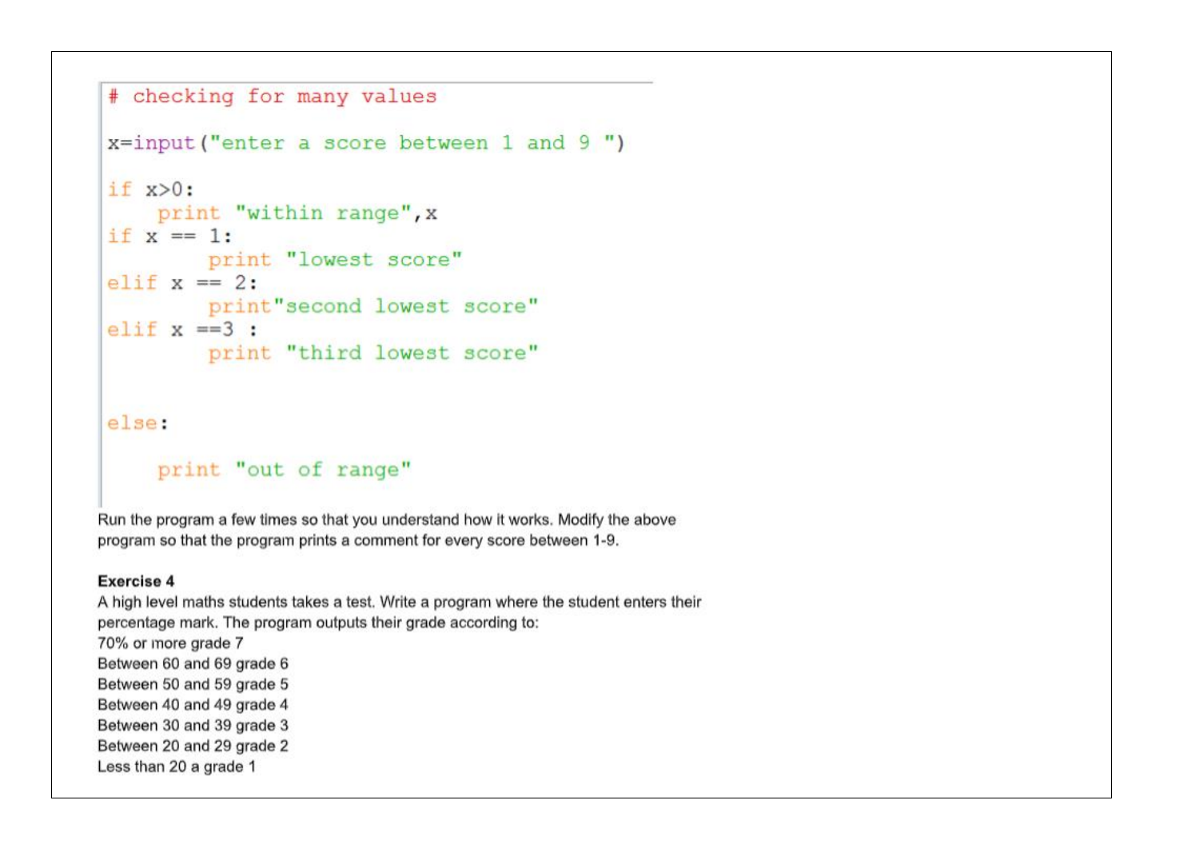```
# checking for many values

x=input("enter a score between 1 and 9 ")

if x>0:
    print "within range",x
if x == 1:
        print "lowest score"
elif x == 2:
        print"second lowest score"
elif x ==3 :
        print "third lowest score"


else:

    print "out of range"
```

Run the program a few times so that you understand how it works. Modify the above program so that the program prints a comment for every score between 1-9.

**Exercise 4**

A high level maths students takes a test. Write a program where the student enters their percentage mark. The program outputs their grade according to:

70% or more grade 7
Between 60 and 69 grade 6
Between 50 and 59 grade 5
Between 40 and 49 grade 4
Between 30 and 39 grade 3
Between 20 and 29 grade 2
Less than 20 a grade 1